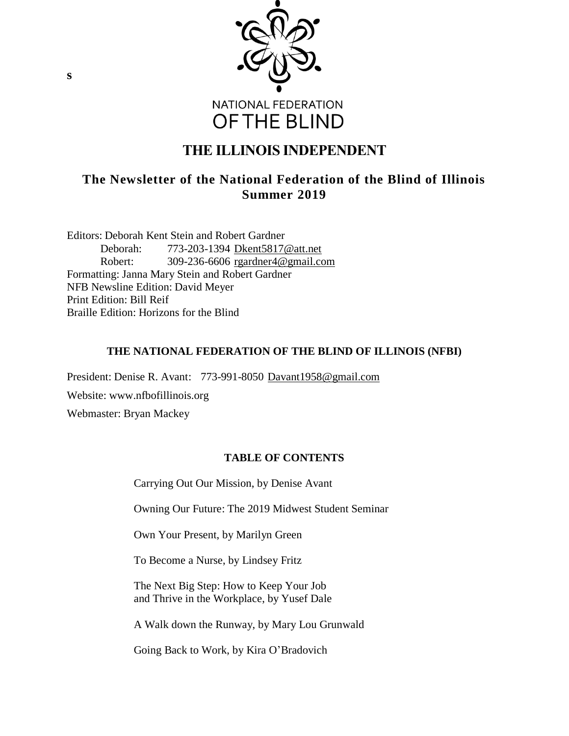s

NATIONAL FEDERATION
OF THE BLIND

# THE ILLINOIS INDEPENDENT

## The Newsletter of the National Federation of the Blind of Illinois
## Summer 2019

Editors: Deborah Kent Stein and Robert Gardner
Deborah: 773-203-1394 Dkent5817@att.net
Robert: 309-236-6606 rgardner4@gmail.com
Formatting: Janna Mary Stein and Robert Gardner
NFB Newsline Edition: David Meyer
Print Edition: Bill Reif
Braille Edition: Horizons for the Blind

### THE NATIONAL FEDERATION OF THE BLIND OF ILLINOIS (NFBI)

President: Denise R. Avant: 773-991-8050 Davant1958@gmail.com

Website: www.nfbofillinois.org

Webmaster: Bryan Mackey

### TABLE OF CONTENTS

Carrying Out Our Mission, by Denise Avant

Owning Our Future: The 2019 Midwest Student Seminar

Own Your Present, by Marilyn Green

To Become a Nurse, by Lindsey Fritz

The Next Big Step: How to Keep Your Job and Thrive in the Workplace, by Yusef Dale

A Walk down the Runway, by Mary Lou Grunwald

Going Back to Work, by Kira O'Bradovich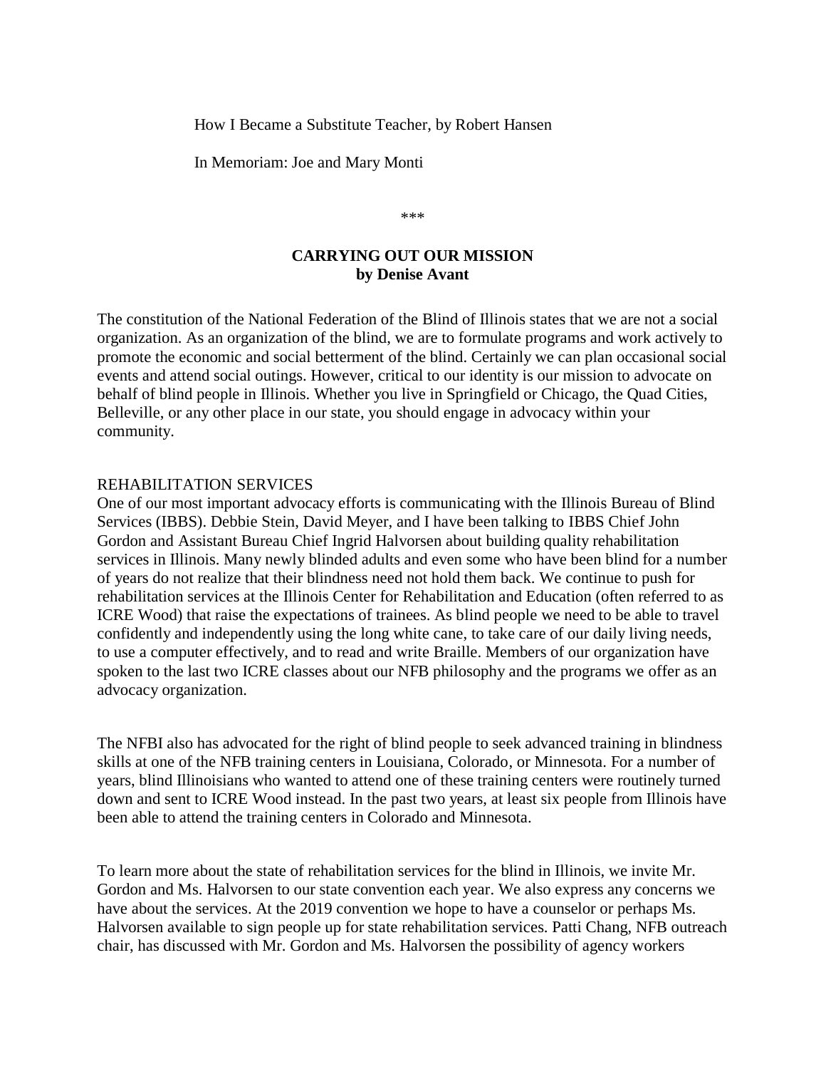How I Became a Substitute Teacher, by Robert Hansen

In Memoriam: Joe and Mary Monti

\*\*\*

## CARRYING OUT OUR MISSION
**by Denise Avant**

The constitution of the National Federation of the Blind of Illinois states that we are not a social organization. As an organization of the blind, we are to formulate programs and work actively to promote the economic and social betterment of the blind. Certainly we can plan occasional social events and attend social outings. However, critical to our identity is our mission to advocate on behalf of blind people in Illinois. Whether you live in Springfield or Chicago, the Quad Cities, Belleville, or any other place in our state, you should engage in advocacy within your community.

REHABILITATION SERVICES

One of our most important advocacy efforts is communicating with the Illinois Bureau of Blind Services (IBBS). Debbie Stein, David Meyer, and I have been talking to IBBS Chief John Gordon and Assistant Bureau Chief Ingrid Halvorsen about building quality rehabilitation services in Illinois. Many newly blinded adults and even some who have been blind for a number of years do not realize that their blindness need not hold them back. We continue to push for rehabilitation services at the Illinois Center for Rehabilitation and Education (often referred to as ICRE Wood) that raise the expectations of trainees. As blind people we need to be able to travel confidently and independently using the long white cane, to take care of our daily living needs, to use a computer effectively, and to read and write Braille. Members of our organization have spoken to the last two ICRE classes about our NFB philosophy and the programs we offer as an advocacy organization.

The NFBI also has advocated for the right of blind people to seek advanced training in blindness skills at one of the NFB training centers in Louisiana, Colorado, or Minnesota. For a number of years, blind Illinoisians who wanted to attend one of these training centers were routinely turned down and sent to ICRE Wood instead. In the past two years, at least six people from Illinois have been able to attend the training centers in Colorado and Minnesota.

To learn more about the state of rehabilitation services for the blind in Illinois, we invite Mr. Gordon and Ms. Halvorsen to our state convention each year. We also express any concerns we have about the services. At the 2019 convention we hope to have a counselor or perhaps Ms. Halvorsen available to sign people up for state rehabilitation services. Patti Chang, NFB outreach chair, has discussed with Mr. Gordon and Ms. Halvorsen the possibility of agency workers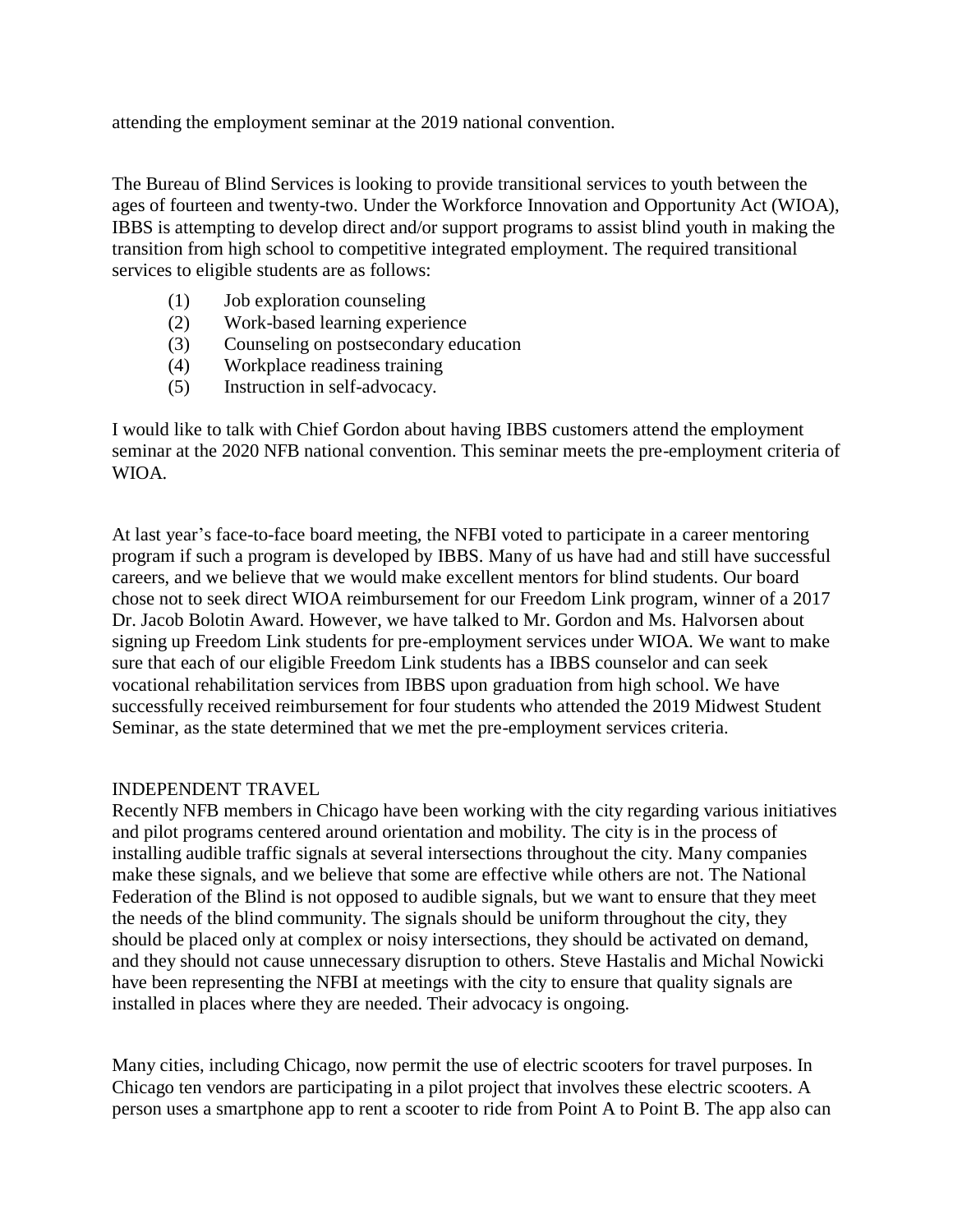attending the employment seminar at the 2019 national convention.

The Bureau of Blind Services is looking to provide transitional services to youth between the ages of fourteen and twenty-two. Under the Workforce Innovation and Opportunity Act (WIOA), IBBS is attempting to develop direct and/or support programs to assist blind youth in making the transition from high school to competitive integrated employment. The required transitional services to eligible students are as follows:

(1) Job exploration counseling
(2) Work-based learning experience
(3) Counseling on postsecondary education
(4) Workplace readiness training
(5) Instruction in self-advocacy.

I would like to talk with Chief Gordon about having IBBS customers attend the employment seminar at the 2020 NFB national convention. This seminar meets the pre-employment criteria of WIOA.

At last year's face-to-face board meeting, the NFBI voted to participate in a career mentoring program if such a program is developed by IBBS. Many of us have had and still have successful careers, and we believe that we would make excellent mentors for blind students. Our board chose not to seek direct WIOA reimbursement for our Freedom Link program, winner of a 2017 Dr. Jacob Bolotin Award. However, we have talked to Mr. Gordon and Ms. Halvorsen about signing up Freedom Link students for pre-employment services under WIOA. We want to make sure that each of our eligible Freedom Link students has a IBBS counselor and can seek vocational rehabilitation services from IBBS upon graduation from high school. We have successfully received reimbursement for four students who attended the 2019 Midwest Student Seminar, as the state determined that we met the pre-employment services criteria.

## INDEPENDENT TRAVEL

Recently NFB members in Chicago have been working with the city regarding various initiatives and pilot programs centered around orientation and mobility. The city is in the process of installing audible traffic signals at several intersections throughout the city. Many companies make these signals, and we believe that some are effective while others are not. The National Federation of the Blind is not opposed to audible signals, but we want to ensure that they meet the needs of the blind community. The signals should be uniform throughout the city, they should be placed only at complex or noisy intersections, they should be activated on demand, and they should not cause unnecessary disruption to others. Steve Hastalis and Michal Nowicki have been representing the NFBI at meetings with the city to ensure that quality signals are installed in places where they are needed. Their advocacy is ongoing.

Many cities, including Chicago, now permit the use of electric scooters for travel purposes. In Chicago ten vendors are participating in a pilot project that involves these electric scooters. A person uses a smartphone app to rent a scooter to ride from Point A to Point B. The app also can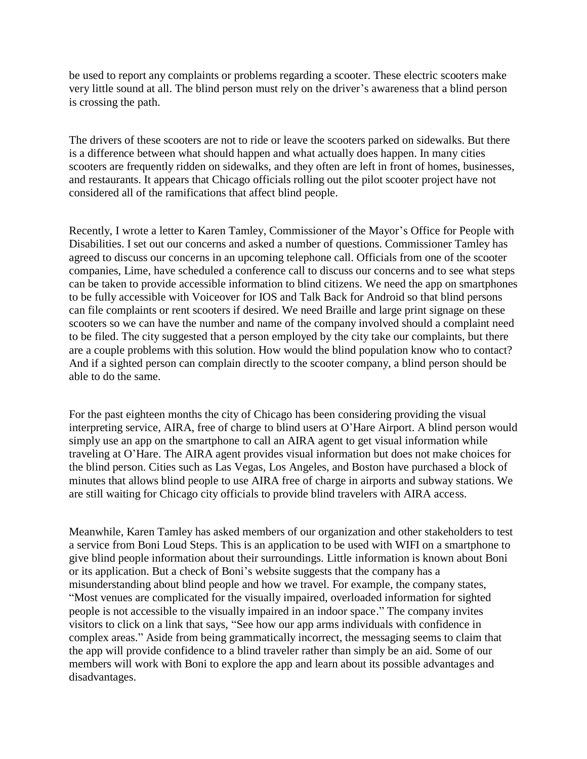be used to report any complaints or problems regarding a scooter. These electric scooters make very little sound at all. The blind person must rely on the driver's awareness that a blind person is crossing the path.

The drivers of these scooters are not to ride or leave the scooters parked on sidewalks. But there is a difference between what should happen and what actually does happen. In many cities scooters are frequently ridden on sidewalks, and they often are left in front of homes, businesses, and restaurants. It appears that Chicago officials rolling out the pilot scooter project have not considered all of the ramifications that affect blind people.

Recently, I wrote a letter to Karen Tamley, Commissioner of the Mayor's Office for People with Disabilities. I set out our concerns and asked a number of questions. Commissioner Tamley has agreed to discuss our concerns in an upcoming telephone call. Officials from one of the scooter companies, Lime, have scheduled a conference call to discuss our concerns and to see what steps can be taken to provide accessible information to blind citizens. We need the app on smartphones to be fully accessible with Voiceover for IOS and Talk Back for Android so that blind persons can file complaints or rent scooters if desired. We need Braille and large print signage on these scooters so we can have the number and name of the company involved should a complaint need to be filed. The city suggested that a person employed by the city take our complaints, but there are a couple problems with this solution. How would the blind population know who to contact? And if a sighted person can complain directly to the scooter company, a blind person should be able to do the same.

For the past eighteen months the city of Chicago has been considering providing the visual interpreting service, AIRA, free of charge to blind users at O'Hare Airport. A blind person would simply use an app on the smartphone to call an AIRA agent to get visual information while traveling at O'Hare. The AIRA agent provides visual information but does not make choices for the blind person. Cities such as Las Vegas, Los Angeles, and Boston have purchased a block of minutes that allows blind people to use AIRA free of charge in airports and subway stations. We are still waiting for Chicago city officials to provide blind travelers with AIRA access.

Meanwhile, Karen Tamley has asked members of our organization and other stakeholders to test a service from Boni Loud Steps. This is an application to be used with WIFI on a smartphone to give blind people information about their surroundings. Little information is known about Boni or its application. But a check of Boni's website suggests that the company has a misunderstanding about blind people and how we travel. For example, the company states, "Most venues are complicated for the visually impaired, overloaded information for sighted people is not accessible to the visually impaired in an indoor space." The company invites visitors to click on a link that says, "See how our app arms individuals with confidence in complex areas." Aside from being grammatically incorrect, the messaging seems to claim that the app will provide confidence to a blind traveler rather than simply be an aid. Some of our members will work with Boni to explore the app and learn about its possible advantages and disadvantages.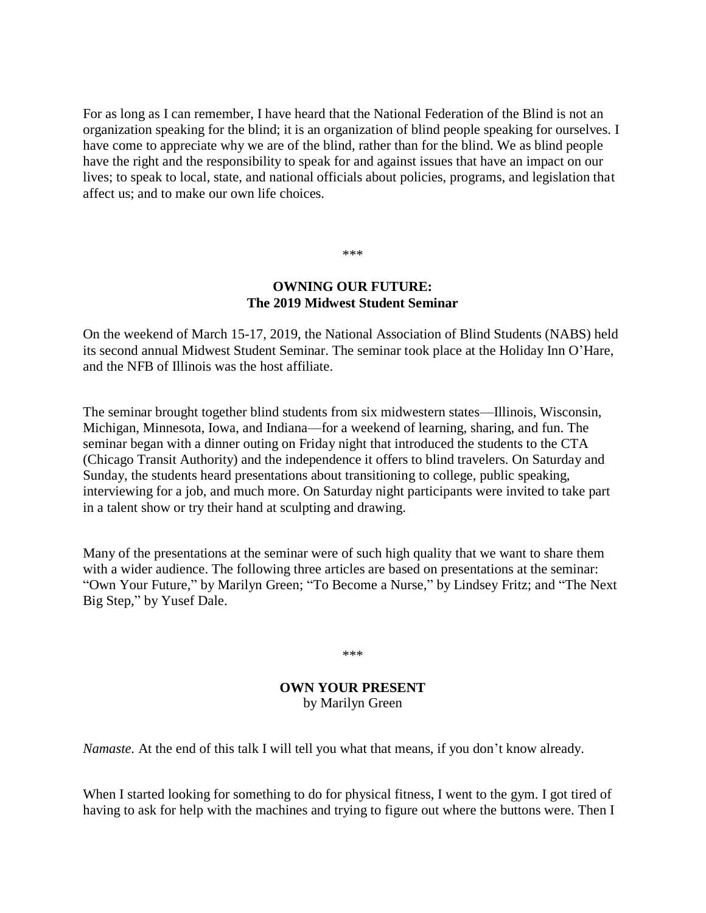For as long as I can remember, I have heard that the National Federation of the Blind is not an organization speaking for the blind; it is an organization of blind people speaking for ourselves. I have come to appreciate why we are of the blind, rather than for the blind. We as blind people have the right and the responsibility to speak for and against issues that have an impact on our lives; to speak to local, state, and national officials about policies, programs, and legislation that affect us; and to make our own life choices.

\*\*\*

## OWNING OUR FUTURE: The 2019 Midwest Student Seminar

On the weekend of March 15-17, 2019, the National Association of Blind Students (NABS) held its second annual Midwest Student Seminar. The seminar took place at the Holiday Inn O'Hare, and the NFB of Illinois was the host affiliate.

The seminar brought together blind students from six midwestern states—Illinois, Wisconsin, Michigan, Minnesota, Iowa, and Indiana—for a weekend of learning, sharing, and fun. The seminar began with a dinner outing on Friday night that introduced the students to the CTA (Chicago Transit Authority) and the independence it offers to blind travelers. On Saturday and Sunday, the students heard presentations about transitioning to college, public speaking, interviewing for a job, and much more. On Saturday night participants were invited to take part in a talent show or try their hand at sculpting and drawing.

Many of the presentations at the seminar were of such high quality that we want to share them with a wider audience. The following three articles are based on presentations at the seminar: "Own Your Future," by Marilyn Green; "To Become a Nurse," by Lindsey Fritz; and "The Next Big Step," by Yusef Dale.

\*\*\*

## OWN YOUR PRESENT
by Marilyn Green

*Namaste.* At the end of this talk I will tell you what that means, if you don't know already.

When I started looking for something to do for physical fitness, I went to the gym. I got tired of having to ask for help with the machines and trying to figure out where the buttons were. Then I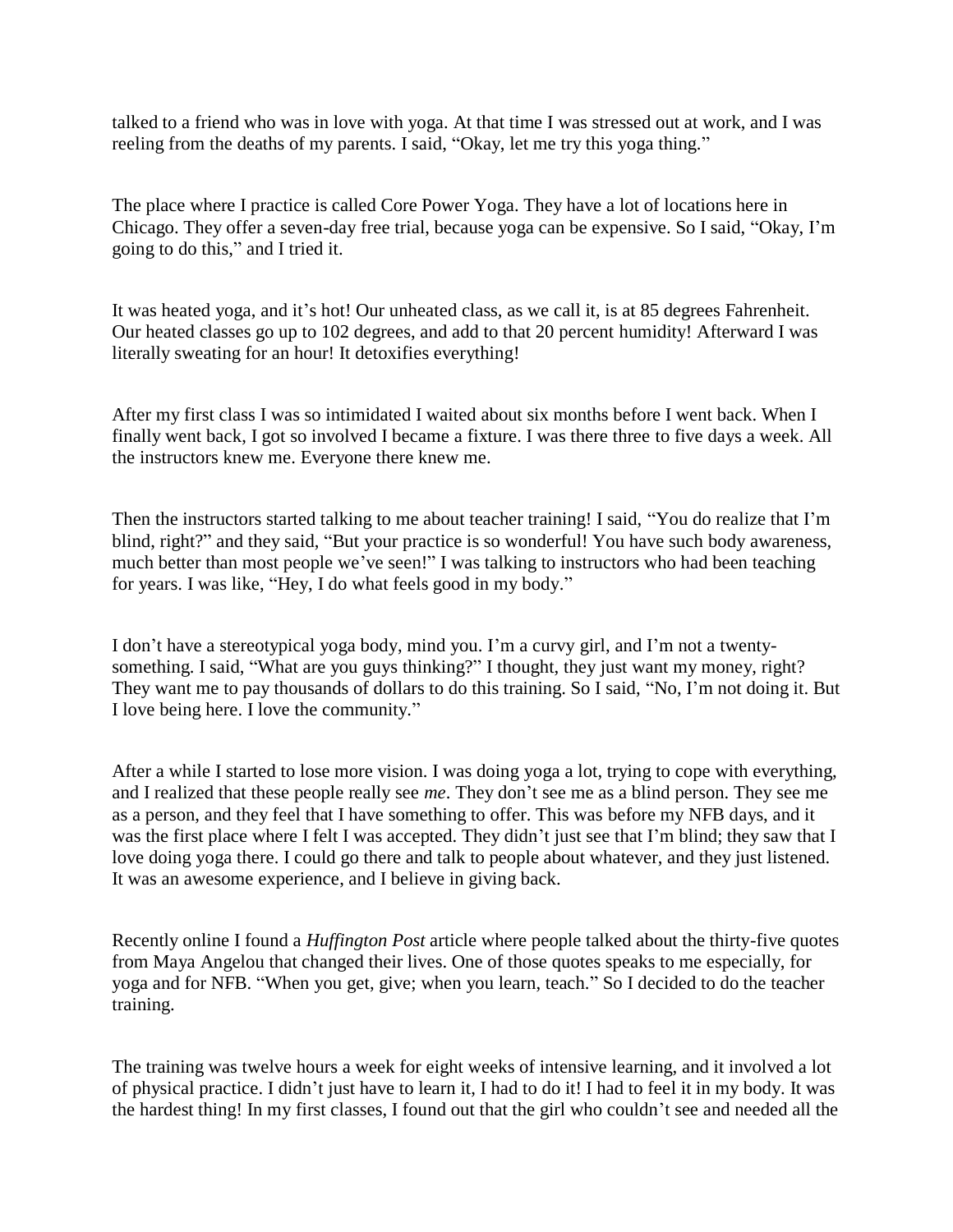talked to a friend who was in love with yoga. At that time I was stressed out at work, and I was reeling from the deaths of my parents. I said, "Okay, let me try this yoga thing."

The place where I practice is called Core Power Yoga. They have a lot of locations here in Chicago. They offer a seven-day free trial, because yoga can be expensive. So I said, "Okay, I'm going to do this," and I tried it.

It was heated yoga, and it's hot! Our unheated class, as we call it, is at 85 degrees Fahrenheit. Our heated classes go up to 102 degrees, and add to that 20 percent humidity! Afterward I was literally sweating for an hour! It detoxifies everything!

After my first class I was so intimidated I waited about six months before I went back. When I finally went back, I got so involved I became a fixture. I was there three to five days a week. All the instructors knew me. Everyone there knew me.

Then the instructors started talking to me about teacher training! I said, "You do realize that I'm blind, right?" and they said, "But your practice is so wonderful! You have such body awareness, much better than most people we've seen!" I was talking to instructors who had been teaching for years. I was like, "Hey, I do what feels good in my body."

I don't have a stereotypical yoga body, mind you. I'm a curvy girl, and I'm not a twenty-something. I said, "What are you guys thinking?" I thought, they just want my money, right? They want me to pay thousands of dollars to do this training. So I said, "No, I'm not doing it. But I love being here. I love the community."

After a while I started to lose more vision. I was doing yoga a lot, trying to cope with everything, and I realized that these people really see *me*. They don't see me as a blind person. They see me as a person, and they feel that I have something to offer. This was before my NFB days, and it was the first place where I felt I was accepted. They didn't just see that I'm blind; they saw that I love doing yoga there. I could go there and talk to people about whatever, and they just listened. It was an awesome experience, and I believe in giving back.

Recently online I found a *Huffington Post* article where people talked about the thirty-five quotes from Maya Angelou that changed their lives. One of those quotes speaks to me especially, for yoga and for NFB. "When you get, give; when you learn, teach." So I decided to do the teacher training.

The training was twelve hours a week for eight weeks of intensive learning, and it involved a lot of physical practice. I didn't just have to learn it, I had to do it! I had to feel it in my body. It was the hardest thing! In my first classes, I found out that the girl who couldn't see and needed all the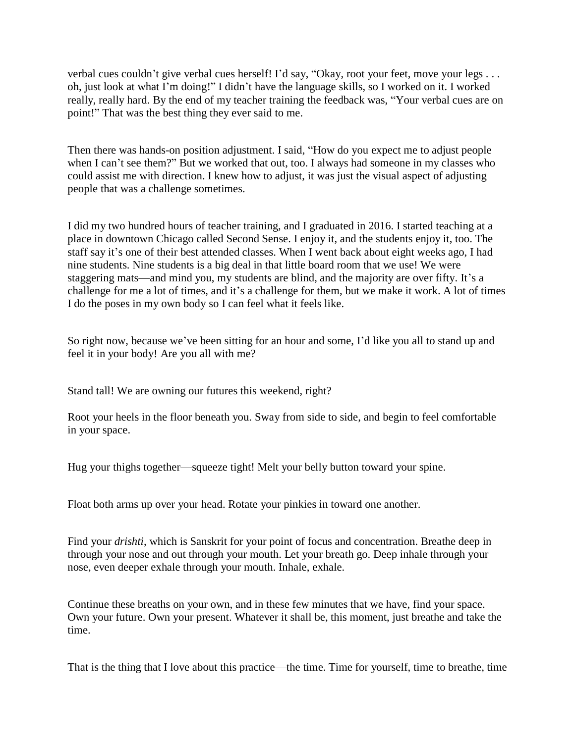verbal cues couldn't give verbal cues herself! I'd say, "Okay, root your feet, move your legs . . . oh, just look at what I'm doing!" I didn't have the language skills, so I worked on it. I worked really, really hard. By the end of my teacher training the feedback was, "Your verbal cues are on point!" That was the best thing they ever said to me.

Then there was hands-on position adjustment. I said, "How do you expect me to adjust people when I can't see them?" But we worked that out, too. I always had someone in my classes who could assist me with direction. I knew how to adjust, it was just the visual aspect of adjusting people that was a challenge sometimes.

I did my two hundred hours of teacher training, and I graduated in 2016. I started teaching at a place in downtown Chicago called Second Sense. I enjoy it, and the students enjoy it, too. The staff say it's one of their best attended classes. When I went back about eight weeks ago, I had nine students. Nine students is a big deal in that little board room that we use! We were staggering mats—and mind you, my students are blind, and the majority are over fifty. It's a challenge for me a lot of times, and it's a challenge for them, but we make it work. A lot of times I do the poses in my own body so I can feel what it feels like.

So right now, because we've been sitting for an hour and some, I'd like you all to stand up and feel it in your body! Are you all with me?

Stand tall! We are owning our futures this weekend, right?

Root your heels in the floor beneath you. Sway from side to side, and begin to feel comfortable in your space.

Hug your thighs together—squeeze tight! Melt your belly button toward your spine.

Float both arms up over your head. Rotate your pinkies in toward one another.

Find your *drishti*, which is Sanskrit for your point of focus and concentration. Breathe deep in through your nose and out through your mouth. Let your breath go. Deep inhale through your nose, even deeper exhale through your mouth. Inhale, exhale.

Continue these breaths on your own, and in these few minutes that we have, find your space. Own your future. Own your present. Whatever it shall be, this moment, just breathe and take the time.

That is the thing that I love about this practice—the time. Time for yourself, time to breathe, time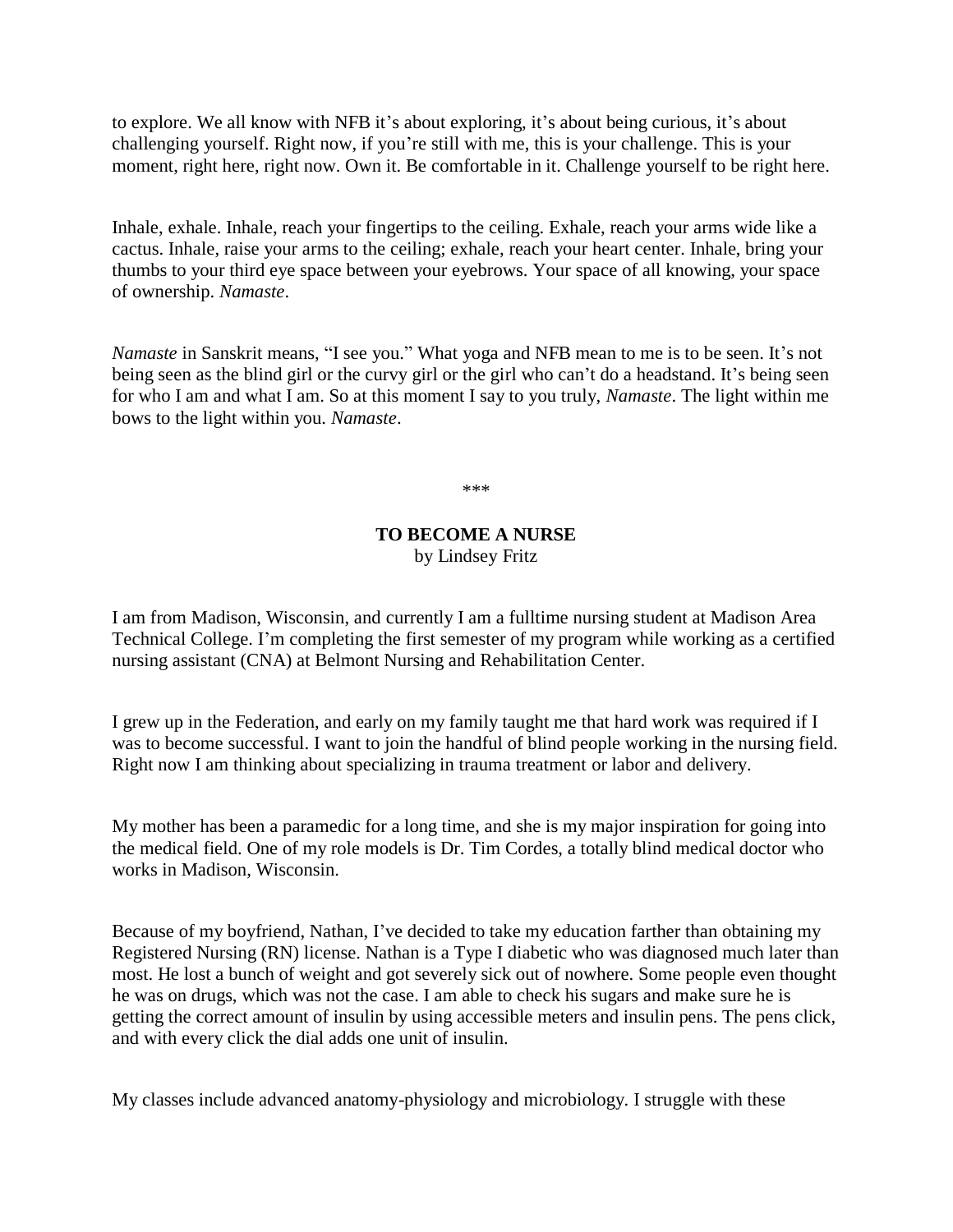to explore. We all know with NFB it's about exploring, it's about being curious, it's about challenging yourself. Right now, if you're still with me, this is your challenge. This is your moment, right here, right now. Own it. Be comfortable in it. Challenge yourself to be right here.

Inhale, exhale. Inhale, reach your fingertips to the ceiling. Exhale, reach your arms wide like a cactus. Inhale, raise your arms to the ceiling; exhale, reach your heart center. Inhale, bring your thumbs to your third eye space between your eyebrows. Your space of all knowing, your space of ownership. *Namaste*.

*Namaste* in Sanskrit means, "I see you." What yoga and NFB mean to me is to be seen. It's not being seen as the blind girl or the curvy girl or the girl who can't do a headstand. It's being seen for who I am and what I am. So at this moment I say to you truly, *Namaste*. The light within me bows to the light within you. *Namaste*.

***

## TO BECOME A NURSE

by Lindsey Fritz

I am from Madison, Wisconsin, and currently I am a fulltime nursing student at Madison Area Technical College. I'm completing the first semester of my program while working as a certified nursing assistant (CNA) at Belmont Nursing and Rehabilitation Center.

I grew up in the Federation, and early on my family taught me that hard work was required if I was to become successful. I want to join the handful of blind people working in the nursing field. Right now I am thinking about specializing in trauma treatment or labor and delivery.

My mother has been a paramedic for a long time, and she is my major inspiration for going into the medical field. One of my role models is Dr. Tim Cordes, a totally blind medical doctor who works in Madison, Wisconsin.

Because of my boyfriend, Nathan, I've decided to take my education farther than obtaining my Registered Nursing (RN) license. Nathan is a Type I diabetic who was diagnosed much later than most. He lost a bunch of weight and got severely sick out of nowhere. Some people even thought he was on drugs, which was not the case. I am able to check his sugars and make sure he is getting the correct amount of insulin by using accessible meters and insulin pens. The pens click, and with every click the dial adds one unit of insulin.

My classes include advanced anatomy-physiology and microbiology. I struggle with these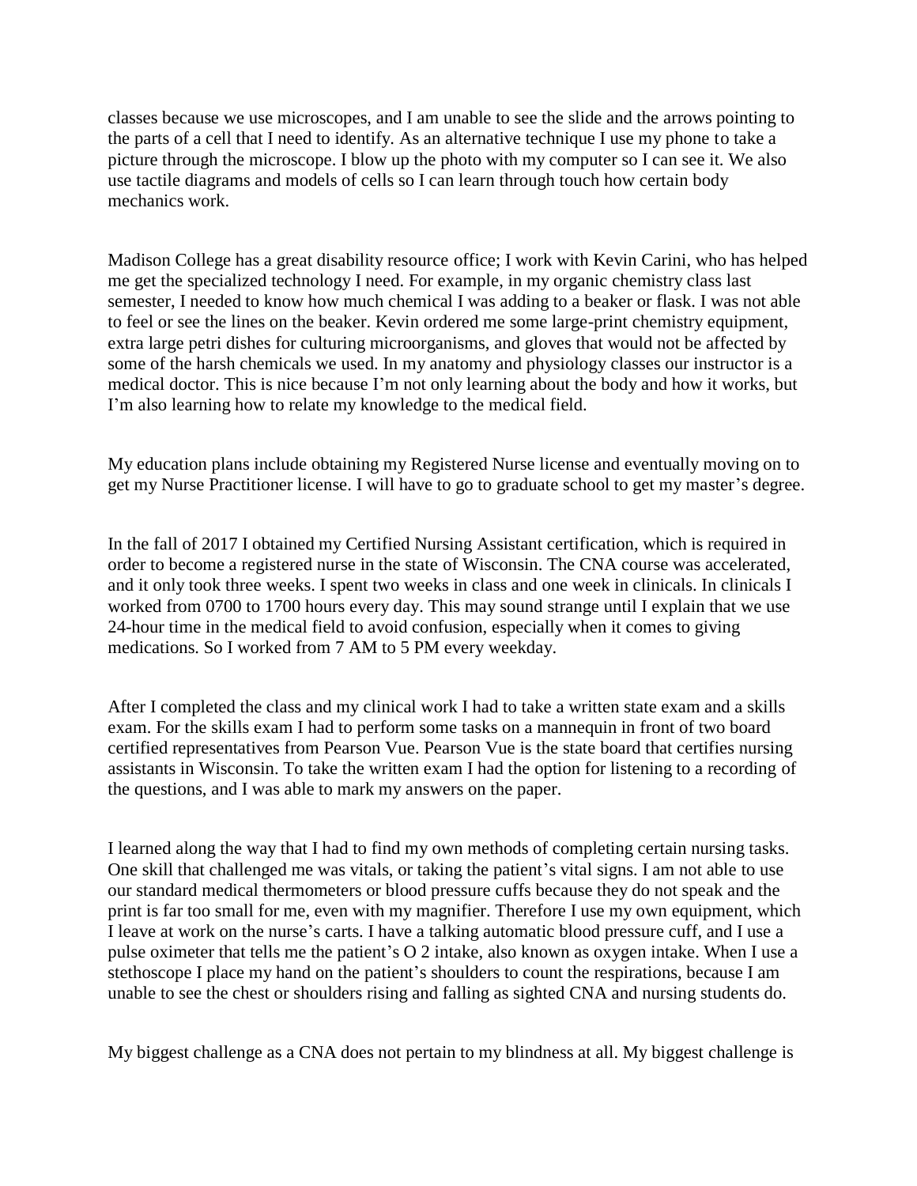classes because we use microscopes, and I am unable to see the slide and the arrows pointing to the parts of a cell that I need to identify. As an alternative technique I use my phone to take a picture through the microscope. I blow up the photo with my computer so I can see it. We also use tactile diagrams and models of cells so I can learn through touch how certain body mechanics work.

Madison College has a great disability resource office; I work with Kevin Carini, who has helped me get the specialized technology I need. For example, in my organic chemistry class last semester, I needed to know how much chemical I was adding to a beaker or flask. I was not able to feel or see the lines on the beaker. Kevin ordered me some large-print chemistry equipment, extra large petri dishes for culturing microorganisms, and gloves that would not be affected by some of the harsh chemicals we used. In my anatomy and physiology classes our instructor is a medical doctor. This is nice because I'm not only learning about the body and how it works, but I'm also learning how to relate my knowledge to the medical field.

My education plans include obtaining my Registered Nurse license and eventually moving on to get my Nurse Practitioner license. I will have to go to graduate school to get my master's degree.

In the fall of 2017 I obtained my Certified Nursing Assistant certification, which is required in order to become a registered nurse in the state of Wisconsin. The CNA course was accelerated, and it only took three weeks. I spent two weeks in class and one week in clinicals. In clinicals I worked from 0700 to 1700 hours every day. This may sound strange until I explain that we use 24-hour time in the medical field to avoid confusion, especially when it comes to giving medications. So I worked from 7 AM to 5 PM every weekday.

After I completed the class and my clinical work I had to take a written state exam and a skills exam. For the skills exam I had to perform some tasks on a mannequin in front of two board certified representatives from Pearson Vue. Pearson Vue is the state board that certifies nursing assistants in Wisconsin. To take the written exam I had the option for listening to a recording of the questions, and I was able to mark my answers on the paper.

I learned along the way that I had to find my own methods of completing certain nursing tasks. One skill that challenged me was vitals, or taking the patient's vital signs. I am not able to use our standard medical thermometers or blood pressure cuffs because they do not speak and the print is far too small for me, even with my magnifier. Therefore I use my own equipment, which I leave at work on the nurse's carts. I have a talking automatic blood pressure cuff, and I use a pulse oximeter that tells me the patient's O 2 intake, also known as oxygen intake. When I use a stethoscope I place my hand on the patient's shoulders to count the respirations, because I am unable to see the chest or shoulders rising and falling as sighted CNA and nursing students do.

My biggest challenge as a CNA does not pertain to my blindness at all. My biggest challenge is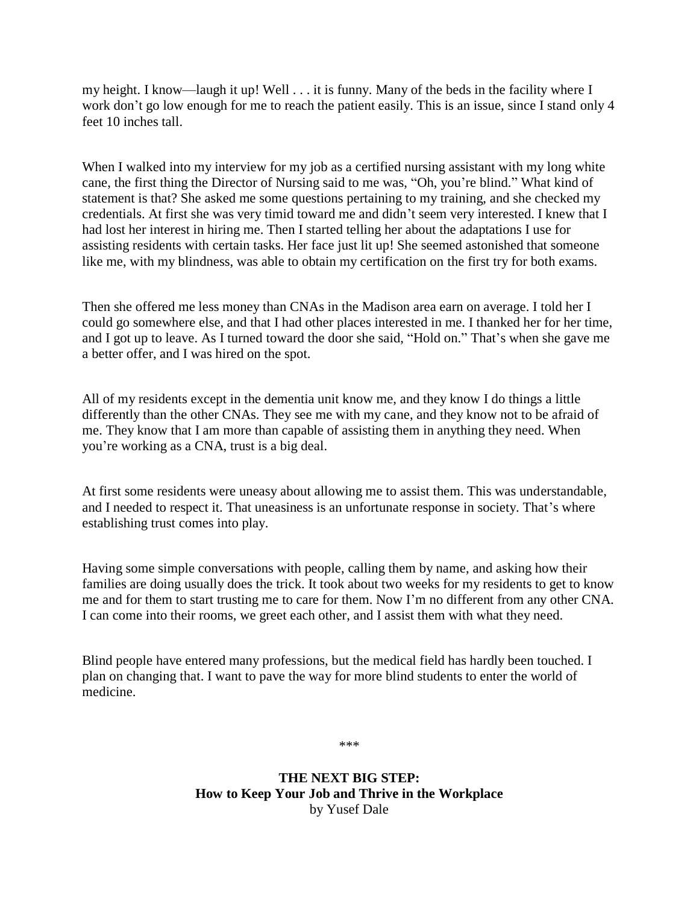my height. I know—laugh it up! Well . . . it is funny. Many of the beds in the facility where I work don't go low enough for me to reach the patient easily. This is an issue, since I stand only 4 feet 10 inches tall.

When I walked into my interview for my job as a certified nursing assistant with my long white cane, the first thing the Director of Nursing said to me was, "Oh, you're blind." What kind of statement is that? She asked me some questions pertaining to my training, and she checked my credentials. At first she was very timid toward me and didn't seem very interested. I knew that I had lost her interest in hiring me. Then I started telling her about the adaptations I use for assisting residents with certain tasks. Her face just lit up! She seemed astonished that someone like me, with my blindness, was able to obtain my certification on the first try for both exams.

Then she offered me less money than CNAs in the Madison area earn on average. I told her I could go somewhere else, and that I had other places interested in me. I thanked her for her time, and I got up to leave. As I turned toward the door she said, "Hold on." That's when she gave me a better offer, and I was hired on the spot.

All of my residents except in the dementia unit know me, and they know I do things a little differently than the other CNAs. They see me with my cane, and they know not to be afraid of me. They know that I am more than capable of assisting them in anything they need. When you're working as a CNA, trust is a big deal.

At first some residents were uneasy about allowing me to assist them. This was understandable, and I needed to respect it. That uneasiness is an unfortunate response in society. That's where establishing trust comes into play.

Having some simple conversations with people, calling them by name, and asking how their families are doing usually does the trick. It took about two weeks for my residents to get to know me and for them to start trusting me to care for them. Now I'm no different from any other CNA. I can come into their rooms, we greet each other, and I assist them with what they need.

Blind people have entered many professions, but the medical field has hardly been touched. I plan on changing that. I want to pave the way for more blind students to enter the world of medicine.

\*\*\*

## THE NEXT BIG STEP: How to Keep Your Job and Thrive in the Workplace

by Yusef Dale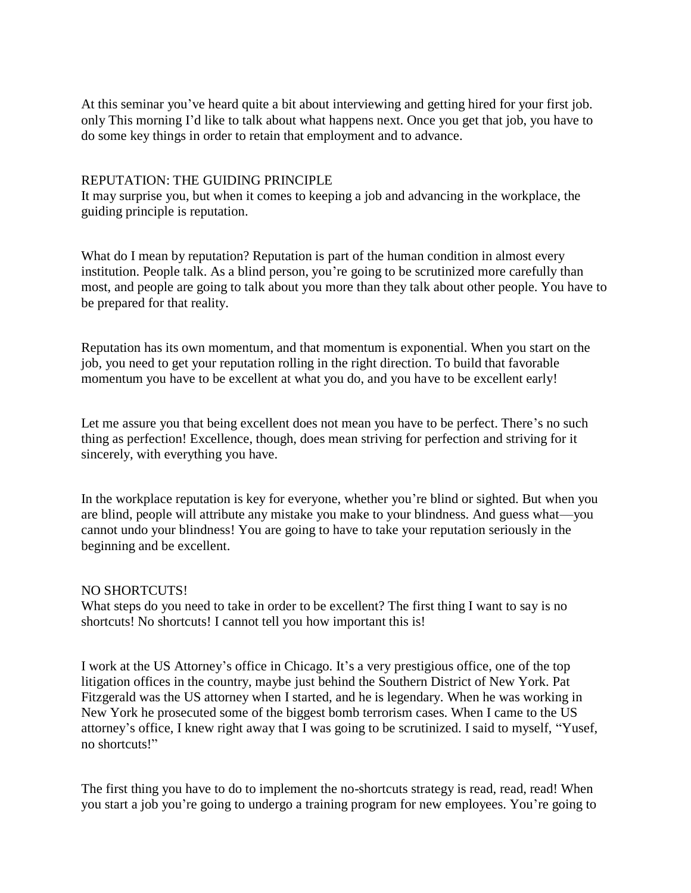At this seminar you've heard quite a bit about interviewing and getting hired for your first job. only This morning I'd like to talk about what happens next. Once you get that job, you have to do some key things in order to retain that employment and to advance.

## REPUTATION: THE GUIDING PRINCIPLE

It may surprise you, but when it comes to keeping a job and advancing in the workplace, the guiding principle is reputation.

What do I mean by reputation? Reputation is part of the human condition in almost every institution. People talk. As a blind person, you're going to be scrutinized more carefully than most, and people are going to talk about you more than they talk about other people. You have to be prepared for that reality.

Reputation has its own momentum, and that momentum is exponential. When you start on the job, you need to get your reputation rolling in the right direction. To build that favorable momentum you have to be excellent at what you do, and you have to be excellent early!

Let me assure you that being excellent does not mean you have to be perfect. There's no such thing as perfection! Excellence, though, does mean striving for perfection and striving for it sincerely, with everything you have.

In the workplace reputation is key for everyone, whether you're blind or sighted. But when you are blind, people will attribute any mistake you make to your blindness. And guess what—you cannot undo your blindness! You are going to have to take your reputation seriously in the beginning and be excellent.

## NO SHORTCUTS!

What steps do you need to take in order to be excellent? The first thing I want to say is no shortcuts! No shortcuts! I cannot tell you how important this is!

I work at the US Attorney's office in Chicago. It's a very prestigious office, one of the top litigation offices in the country, maybe just behind the Southern District of New York. Pat Fitzgerald was the US attorney when I started, and he is legendary. When he was working in New York he prosecuted some of the biggest bomb terrorism cases. When I came to the US attorney's office, I knew right away that I was going to be scrutinized. I said to myself, "Yusef, no shortcuts!"

The first thing you have to do to implement the no-shortcuts strategy is read, read, read! When you start a job you're going to undergo a training program for new employees. You're going to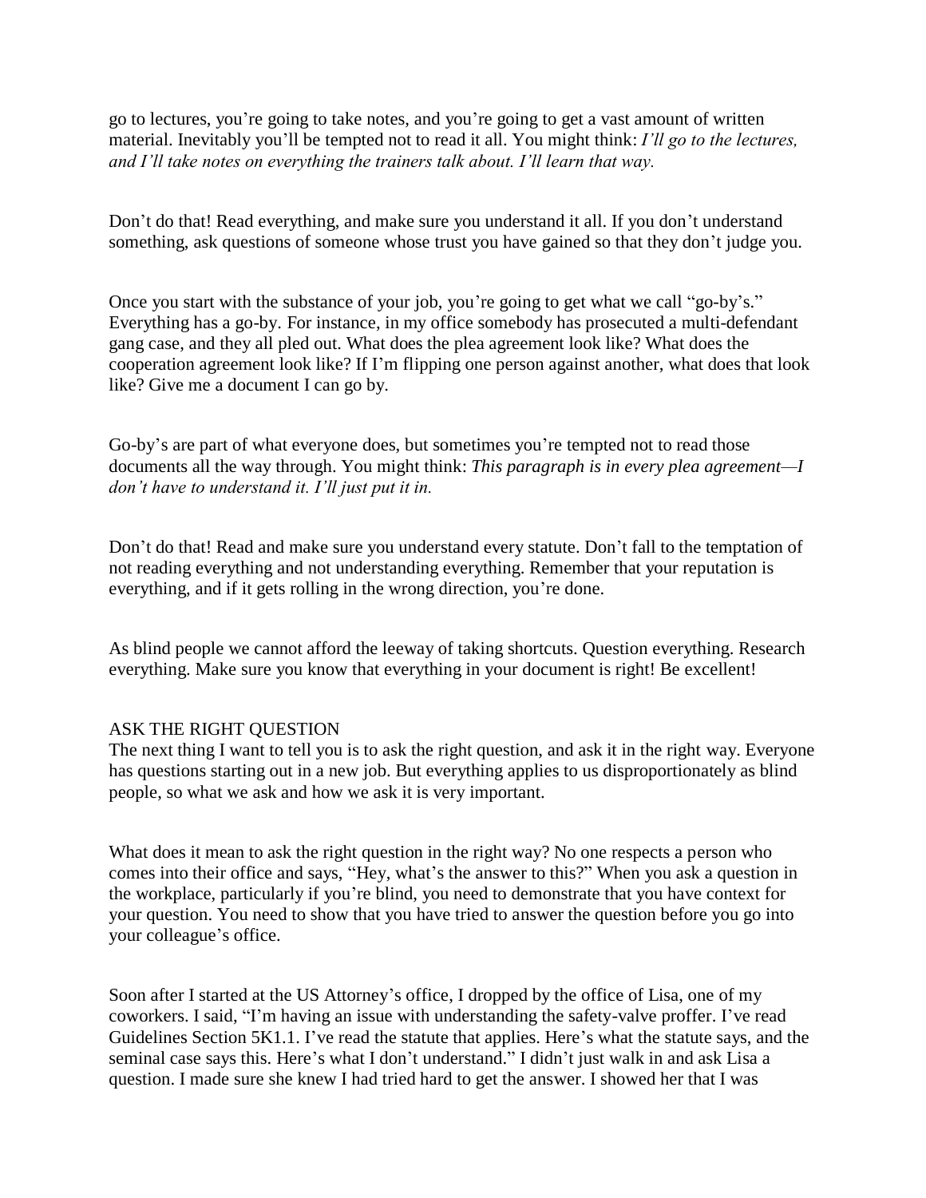go to lectures, you're going to take notes, and you're going to get a vast amount of written material. Inevitably you'll be tempted not to read it all. You might think: *I'll go to the lectures, and I'll take notes on everything the trainers talk about. I'll learn that way.*

Don't do that! Read everything, and make sure you understand it all. If you don't understand something, ask questions of someone whose trust you have gained so that they don't judge you.

Once you start with the substance of your job, you're going to get what we call "go-by's." Everything has a go-by. For instance, in my office somebody has prosecuted a multi-defendant gang case, and they all pled out. What does the plea agreement look like? What does the cooperation agreement look like? If I'm flipping one person against another, what does that look like? Give me a document I can go by.

Go-by's are part of what everyone does, but sometimes you're tempted not to read those documents all the way through. You might think: *This paragraph is in every plea agreement—I don't have to understand it. I'll just put it in.*

Don't do that! Read and make sure you understand every statute. Don't fall to the temptation of not reading everything and not understanding everything. Remember that your reputation is everything, and if it gets rolling in the wrong direction, you're done.

As blind people we cannot afford the leeway of taking shortcuts. Question everything. Research everything. Make sure you know that everything in your document is right! Be excellent!

## ASK THE RIGHT QUESTION

The next thing I want to tell you is to ask the right question, and ask it in the right way. Everyone has questions starting out in a new job. But everything applies to us disproportionately as blind people, so what we ask and how we ask it is very important.

What does it mean to ask the right question in the right way? No one respects a person who comes into their office and says, "Hey, what's the answer to this?" When you ask a question in the workplace, particularly if you're blind, you need to demonstrate that you have context for your question. You need to show that you have tried to answer the question before you go into your colleague's office.

Soon after I started at the US Attorney's office, I dropped by the office of Lisa, one of my coworkers. I said, "I'm having an issue with understanding the safety-valve proffer. I've read Guidelines Section 5K1.1. I've read the statute that applies. Here's what the statute says, and the seminal case says this. Here's what I don't understand." I didn't just walk in and ask Lisa a question. I made sure she knew I had tried hard to get the answer. I showed her that I was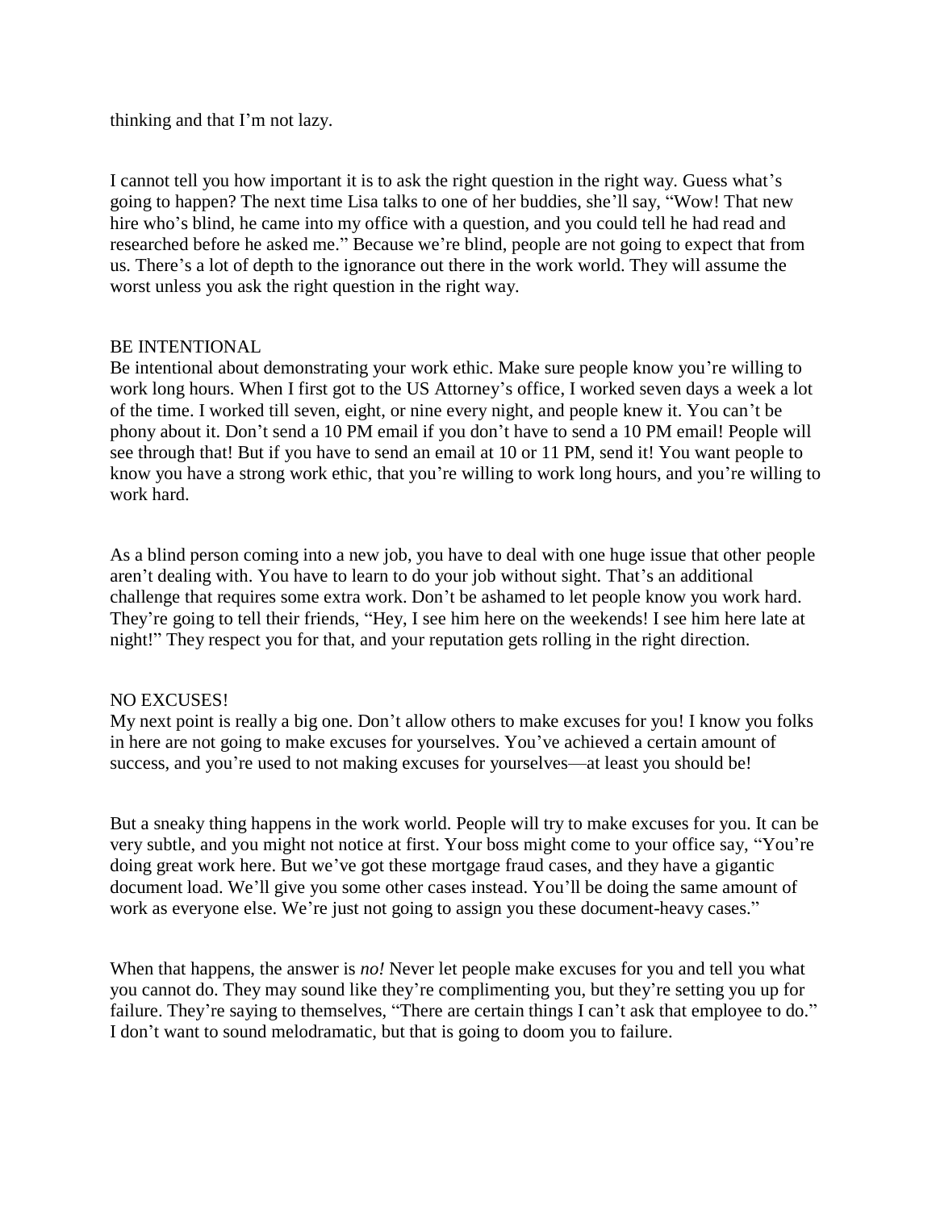thinking and that I'm not lazy.

I cannot tell you how important it is to ask the right question in the right way. Guess what's going to happen? The next time Lisa talks to one of her buddies, she'll say, "Wow! That new hire who's blind, he came into my office with a question, and you could tell he had read and researched before he asked me." Because we're blind, people are not going to expect that from us. There's a lot of depth to the ignorance out there in the work world. They will assume the worst unless you ask the right question in the right way.

## BE INTENTIONAL

Be intentional about demonstrating your work ethic. Make sure people know you're willing to work long hours. When I first got to the US Attorney's office, I worked seven days a week a lot of the time. I worked till seven, eight, or nine every night, and people knew it. You can't be phony about it. Don't send a 10 PM email if you don't have to send a 10 PM email! People will see through that! But if you have to send an email at 10 or 11 PM, send it! You want people to know you have a strong work ethic, that you're willing to work long hours, and you're willing to work hard.

As a blind person coming into a new job, you have to deal with one huge issue that other people aren't dealing with. You have to learn to do your job without sight. That's an additional challenge that requires some extra work. Don't be ashamed to let people know you work hard. They're going to tell their friends, "Hey, I see him here on the weekends! I see him here late at night!" They respect you for that, and your reputation gets rolling in the right direction.

## NO EXCUSES!

My next point is really a big one. Don't allow others to make excuses for you! I know you folks in here are not going to make excuses for yourselves. You've achieved a certain amount of success, and you're used to not making excuses for yourselves—at least you should be!

But a sneaky thing happens in the work world. People will try to make excuses for you. It can be very subtle, and you might not notice at first. Your boss might come to your office say, "You're doing great work here. But we've got these mortgage fraud cases, and they have a gigantic document load. We'll give you some other cases instead. You'll be doing the same amount of work as everyone else. We're just not going to assign you these document-heavy cases."

When that happens, the answer is *no!* Never let people make excuses for you and tell you what you cannot do. They may sound like they're complimenting you, but they're setting you up for failure. They're saying to themselves, "There are certain things I can't ask that employee to do." I don't want to sound melodramatic, but that is going to doom you to failure.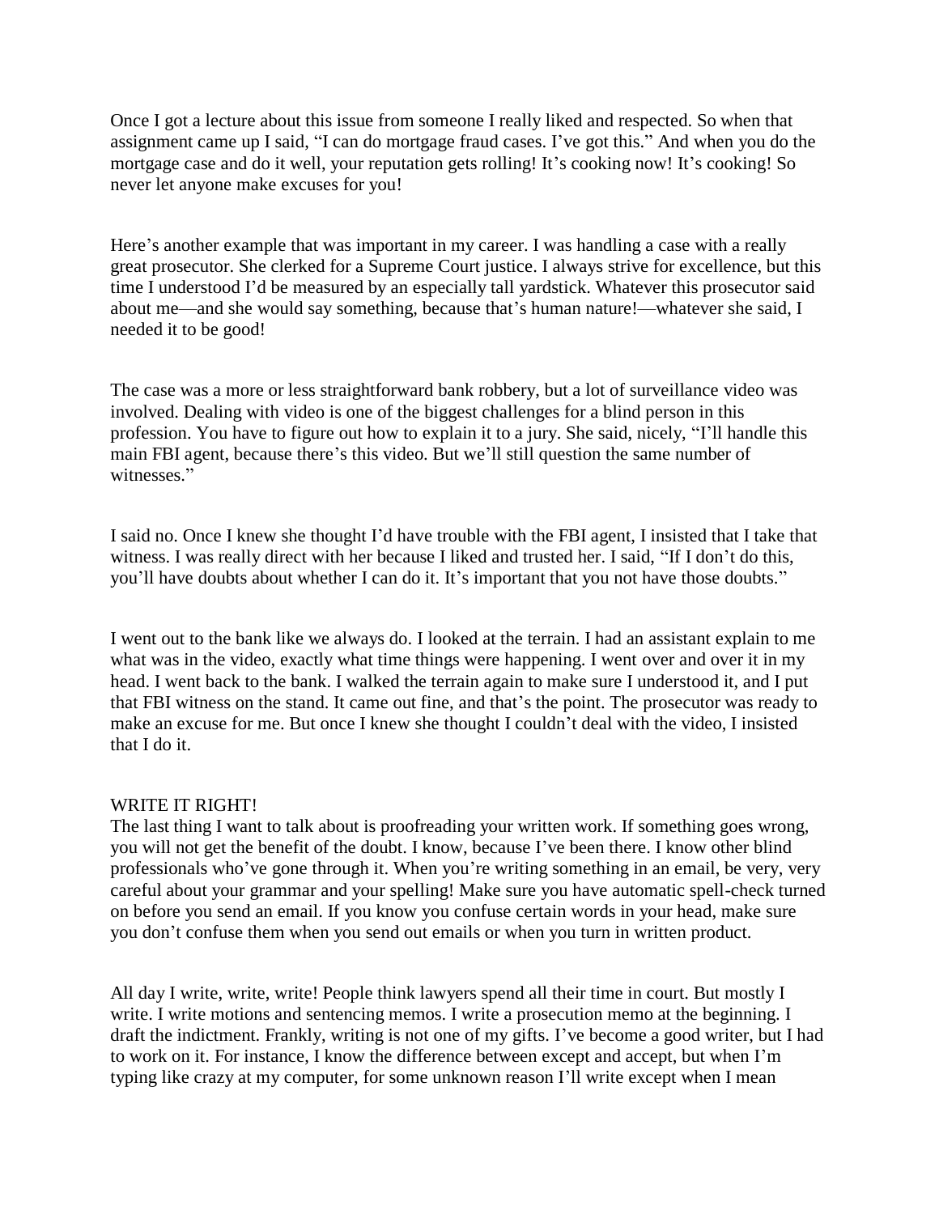Once I got a lecture about this issue from someone I really liked and respected. So when that assignment came up I said, "I can do mortgage fraud cases. I've got this." And when you do the mortgage case and do it well, your reputation gets rolling! It's cooking now! It's cooking! So never let anyone make excuses for you!

Here's another example that was important in my career. I was handling a case with a really great prosecutor. She clerked for a Supreme Court justice. I always strive for excellence, but this time I understood I'd be measured by an especially tall yardstick. Whatever this prosecutor said about me—and she would say something, because that's human nature!—whatever she said, I needed it to be good!

The case was a more or less straightforward bank robbery, but a lot of surveillance video was involved. Dealing with video is one of the biggest challenges for a blind person in this profession. You have to figure out how to explain it to a jury. She said, nicely, "I'll handle this main FBI agent, because there's this video. But we'll still question the same number of witnesses."

I said no. Once I knew she thought I'd have trouble with the FBI agent, I insisted that I take that witness. I was really direct with her because I liked and trusted her. I said, "If I don't do this, you'll have doubts about whether I can do it. It's important that you not have those doubts."

I went out to the bank like we always do. I looked at the terrain. I had an assistant explain to me what was in the video, exactly what time things were happening. I went over and over it in my head. I went back to the bank. I walked the terrain again to make sure I understood it, and I put that FBI witness on the stand. It came out fine, and that's the point. The prosecutor was ready to make an excuse for me. But once I knew she thought I couldn't deal with the video, I insisted that I do it.

## WRITE IT RIGHT!

The last thing I want to talk about is proofreading your written work. If something goes wrong, you will not get the benefit of the doubt. I know, because I've been there. I know other blind professionals who've gone through it. When you're writing something in an email, be very, very careful about your grammar and your spelling! Make sure you have automatic spell-check turned on before you send an email. If you know you confuse certain words in your head, make sure you don't confuse them when you send out emails or when you turn in written product.

All day I write, write, write! People think lawyers spend all their time in court. But mostly I write. I write motions and sentencing memos. I write a prosecution memo at the beginning. I draft the indictment. Frankly, writing is not one of my gifts. I've become a good writer, but I had to work on it. For instance, I know the difference between except and accept, but when I'm typing like crazy at my computer, for some unknown reason I'll write except when I mean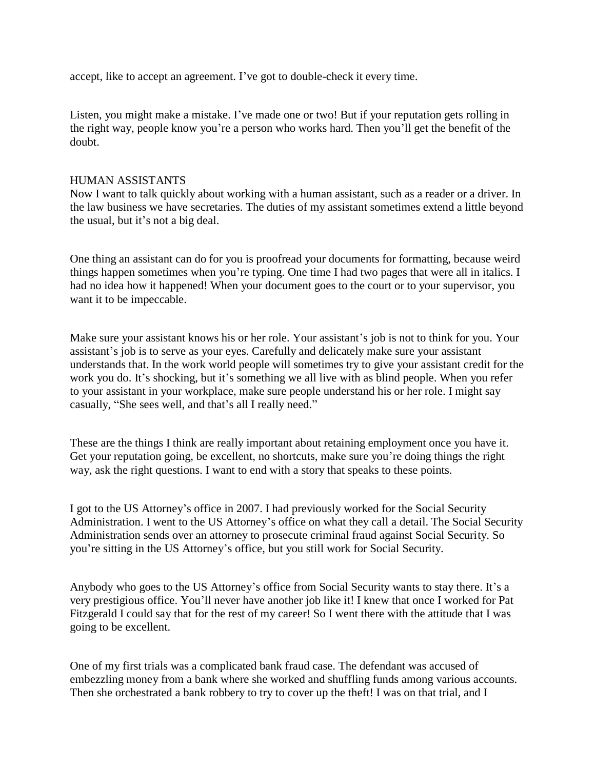accept, like to accept an agreement. I've got to double-check it every time.

Listen, you might make a mistake. I've made one or two! But if your reputation gets rolling in the right way, people know you're a person who works hard. Then you'll get the benefit of the doubt.

## HUMAN ASSISTANTS

Now I want to talk quickly about working with a human assistant, such as a reader or a driver. In the law business we have secretaries. The duties of my assistant sometimes extend a little beyond the usual, but it's not a big deal.

One thing an assistant can do for you is proofread your documents for formatting, because weird things happen sometimes when you're typing. One time I had two pages that were all in italics. I had no idea how it happened! When your document goes to the court or to your supervisor, you want it to be impeccable.

Make sure your assistant knows his or her role. Your assistant's job is not to think for you. Your assistant's job is to serve as your eyes. Carefully and delicately make sure your assistant understands that. In the work world people will sometimes try to give your assistant credit for the work you do. It's shocking, but it's something we all live with as blind people. When you refer to your assistant in your workplace, make sure people understand his or her role. I might say casually, "She sees well, and that's all I really need."

These are the things I think are really important about retaining employment once you have it. Get your reputation going, be excellent, no shortcuts, make sure you're doing things the right way, ask the right questions. I want to end with a story that speaks to these points.

I got to the US Attorney's office in 2007. I had previously worked for the Social Security Administration. I went to the US Attorney's office on what they call a detail. The Social Security Administration sends over an attorney to prosecute criminal fraud against Social Security. So you're sitting in the US Attorney's office, but you still work for Social Security.

Anybody who goes to the US Attorney's office from Social Security wants to stay there. It's a very prestigious office. You'll never have another job like it! I knew that once I worked for Pat Fitzgerald I could say that for the rest of my career! So I went there with the attitude that I was going to be excellent.

One of my first trials was a complicated bank fraud case. The defendant was accused of embezzling money from a bank where she worked and shuffling funds among various accounts. Then she orchestrated a bank robbery to try to cover up the theft! I was on that trial, and I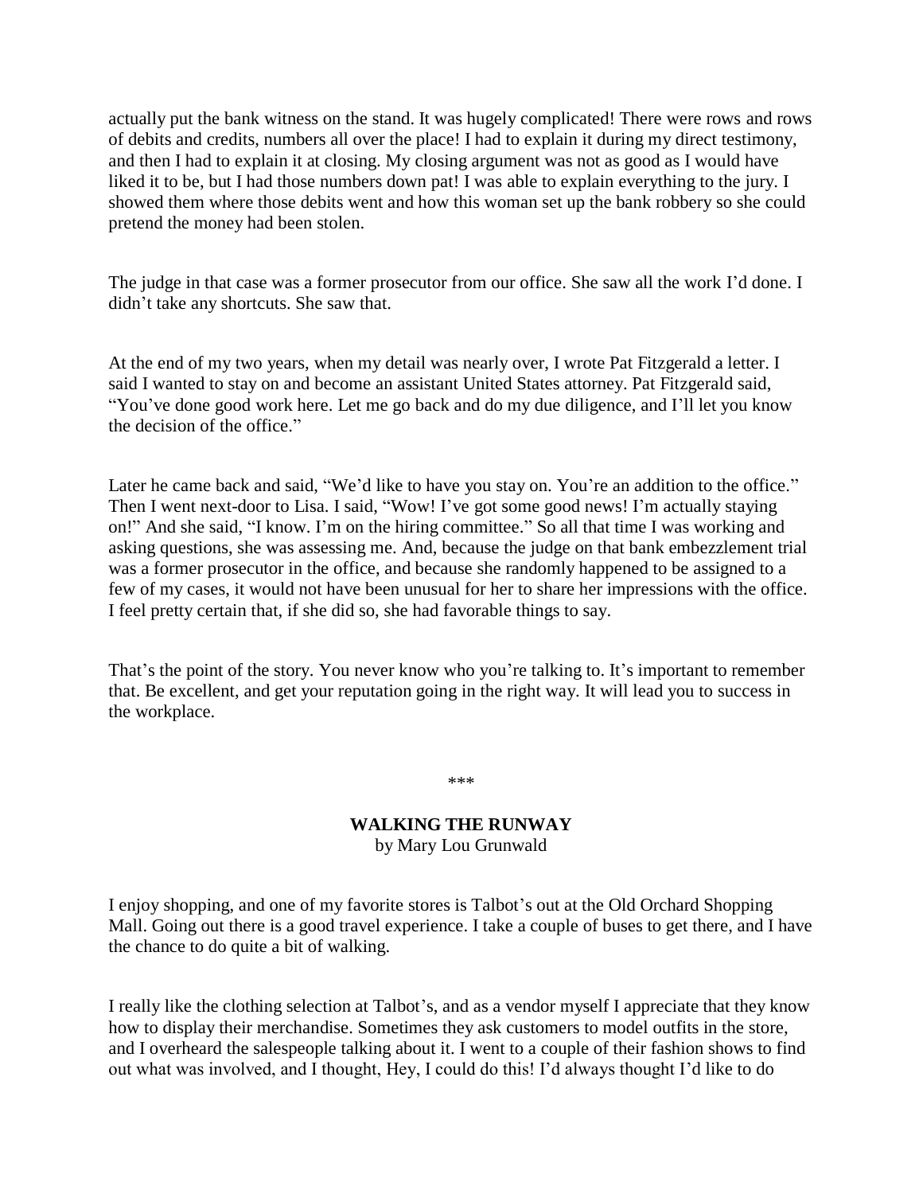actually put the bank witness on the stand. It was hugely complicated! There were rows and rows of debits and credits, numbers all over the place! I had to explain it during my direct testimony, and then I had to explain it at closing. My closing argument was not as good as I would have liked it to be, but I had those numbers down pat! I was able to explain everything to the jury. I showed them where those debits went and how this woman set up the bank robbery so she could pretend the money had been stolen.

The judge in that case was a former prosecutor from our office. She saw all the work I'd done. I didn't take any shortcuts. She saw that.

At the end of my two years, when my detail was nearly over, I wrote Pat Fitzgerald a letter. I said I wanted to stay on and become an assistant United States attorney. Pat Fitzgerald said, "You've done good work here. Let me go back and do my due diligence, and I'll let you know the decision of the office."

Later he came back and said, "We'd like to have you stay on. You're an addition to the office." Then I went next-door to Lisa. I said, "Wow! I've got some good news! I'm actually staying on!" And she said, "I know. I'm on the hiring committee." So all that time I was working and asking questions, she was assessing me. And, because the judge on that bank embezzlement trial was a former prosecutor in the office, and because she randomly happened to be assigned to a few of my cases, it would not have been unusual for her to share her impressions with the office. I feel pretty certain that, if she did so, she had favorable things to say.

That's the point of the story. You never know who you're talking to. It's important to remember that. Be excellent, and get your reputation going in the right way. It will lead you to success in the workplace.

***

## WALKING THE RUNWAY

by Mary Lou Grunwald

I enjoy shopping, and one of my favorite stores is Talbot's out at the Old Orchard Shopping Mall. Going out there is a good travel experience. I take a couple of buses to get there, and I have the chance to do quite a bit of walking.

I really like the clothing selection at Talbot's, and as a vendor myself I appreciate that they know how to display their merchandise. Sometimes they ask customers to model outfits in the store, and I overheard the salespeople talking about it. I went to a couple of their fashion shows to find out what was involved, and I thought, Hey, I could do this! I'd always thought I'd like to do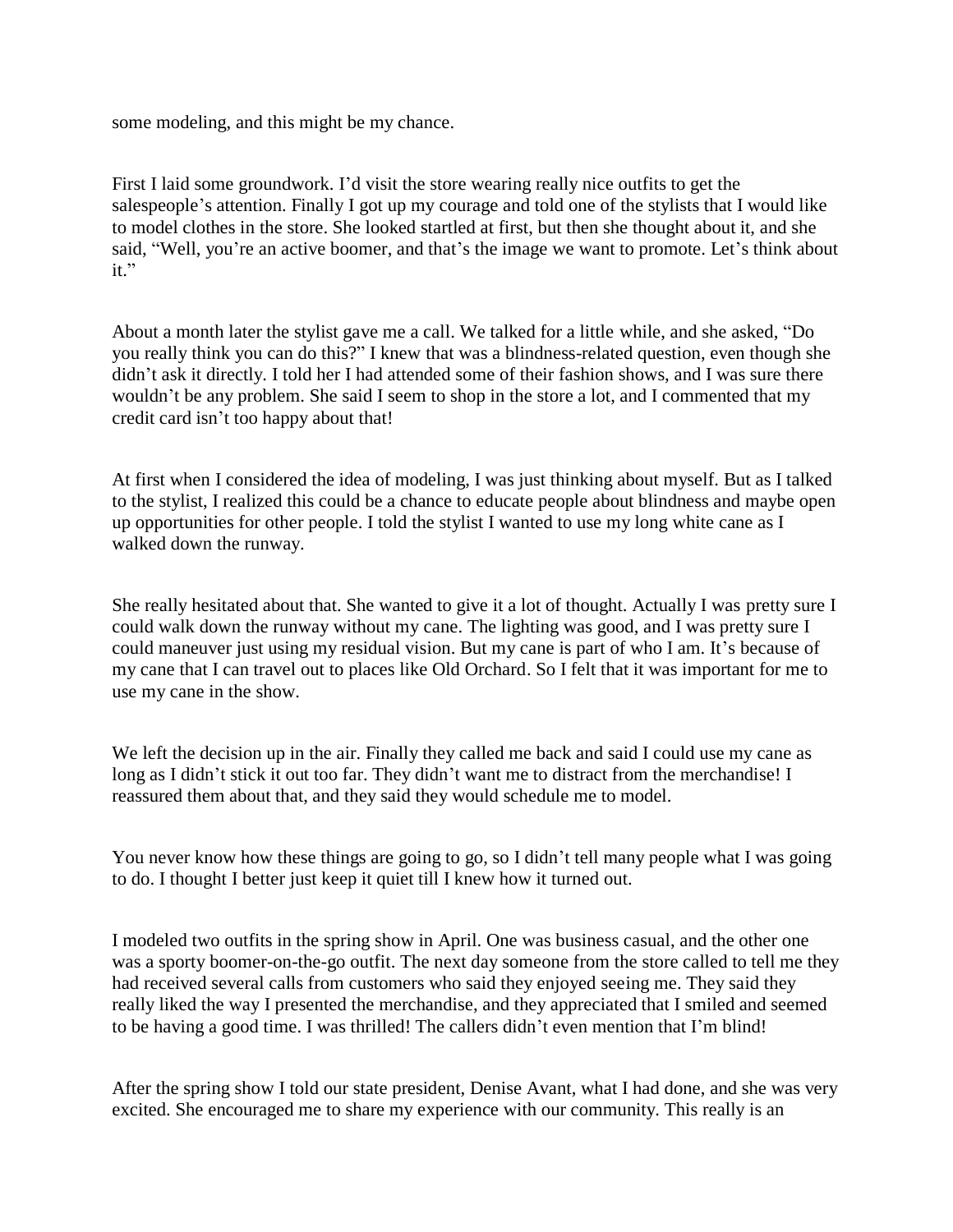some modeling, and this might be my chance.

First I laid some groundwork. I'd visit the store wearing really nice outfits to get the salespeople's attention. Finally I got up my courage and told one of the stylists that I would like to model clothes in the store. She looked startled at first, but then she thought about it, and she said, "Well, you're an active boomer, and that's the image we want to promote. Let's think about it."

About a month later the stylist gave me a call. We talked for a little while, and she asked, "Do you really think you can do this?" I knew that was a blindness-related question, even though she didn't ask it directly. I told her I had attended some of their fashion shows, and I was sure there wouldn't be any problem. She said I seem to shop in the store a lot, and I commented that my credit card isn't too happy about that!

At first when I considered the idea of modeling, I was just thinking about myself. But as I talked to the stylist, I realized this could be a chance to educate people about blindness and maybe open up opportunities for other people. I told the stylist I wanted to use my long white cane as I walked down the runway.

She really hesitated about that. She wanted to give it a lot of thought. Actually I was pretty sure I could walk down the runway without my cane. The lighting was good, and I was pretty sure I could maneuver just using my residual vision. But my cane is part of who I am. It's because of my cane that I can travel out to places like Old Orchard. So I felt that it was important for me to use my cane in the show.

We left the decision up in the air. Finally they called me back and said I could use my cane as long as I didn't stick it out too far. They didn't want me to distract from the merchandise! I reassured them about that, and they said they would schedule me to model.

You never know how these things are going to go, so I didn't tell many people what I was going to do. I thought I better just keep it quiet till I knew how it turned out.

I modeled two outfits in the spring show in April. One was business casual, and the other one was a sporty boomer-on-the-go outfit. The next day someone from the store called to tell me they had received several calls from customers who said they enjoyed seeing me. They said they really liked the way I presented the merchandise, and they appreciated that I smiled and seemed to be having a good time. I was thrilled! The callers didn't even mention that I'm blind!

After the spring show I told our state president, Denise Avant, what I had done, and she was very excited. She encouraged me to share my experience with our community. This really is an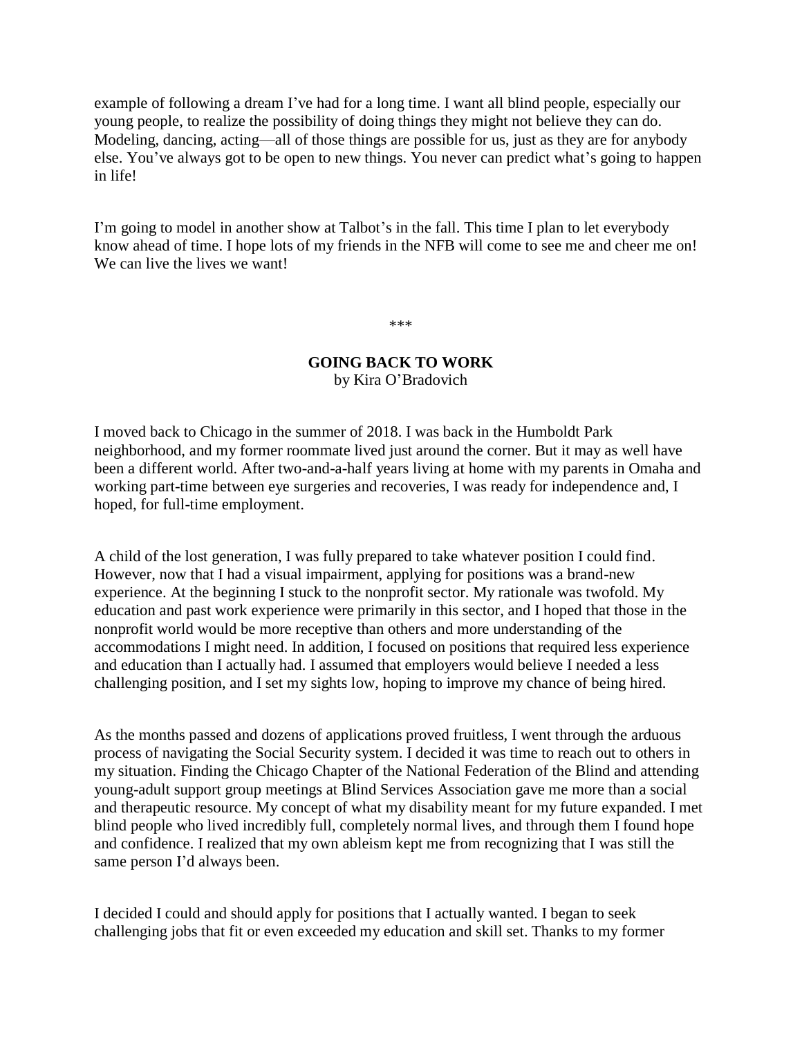example of following a dream I've had for a long time. I want all blind people, especially our young people, to realize the possibility of doing things they might not believe they can do. Modeling, dancing, acting—all of those things are possible for us, just as they are for anybody else. You've always got to be open to new things. You never can predict what's going to happen in life!

I'm going to model in another show at Talbot's in the fall. This time I plan to let everybody know ahead of time. I hope lots of my friends in the NFB will come to see me and cheer me on! We can live the lives we want!

***

## GOING BACK TO WORK

by Kira O'Bradovich

I moved back to Chicago in the summer of 2018. I was back in the Humboldt Park neighborhood, and my former roommate lived just around the corner. But it may as well have been a different world. After two-and-a-half years living at home with my parents in Omaha and working part-time between eye surgeries and recoveries, I was ready for independence and, I hoped, for full-time employment.

A child of the lost generation, I was fully prepared to take whatever position I could find. However, now that I had a visual impairment, applying for positions was a brand-new experience. At the beginning I stuck to the nonprofit sector. My rationale was twofold. My education and past work experience were primarily in this sector, and I hoped that those in the nonprofit world would be more receptive than others and more understanding of the accommodations I might need. In addition, I focused on positions that required less experience and education than I actually had. I assumed that employers would believe I needed a less challenging position, and I set my sights low, hoping to improve my chance of being hired.

As the months passed and dozens of applications proved fruitless, I went through the arduous process of navigating the Social Security system. I decided it was time to reach out to others in my situation. Finding the Chicago Chapter of the National Federation of the Blind and attending young-adult support group meetings at Blind Services Association gave me more than a social and therapeutic resource. My concept of what my disability meant for my future expanded. I met blind people who lived incredibly full, completely normal lives, and through them I found hope and confidence. I realized that my own ableism kept me from recognizing that I was still the same person I'd always been.

I decided I could and should apply for positions that I actually wanted. I began to seek challenging jobs that fit or even exceeded my education and skill set. Thanks to my former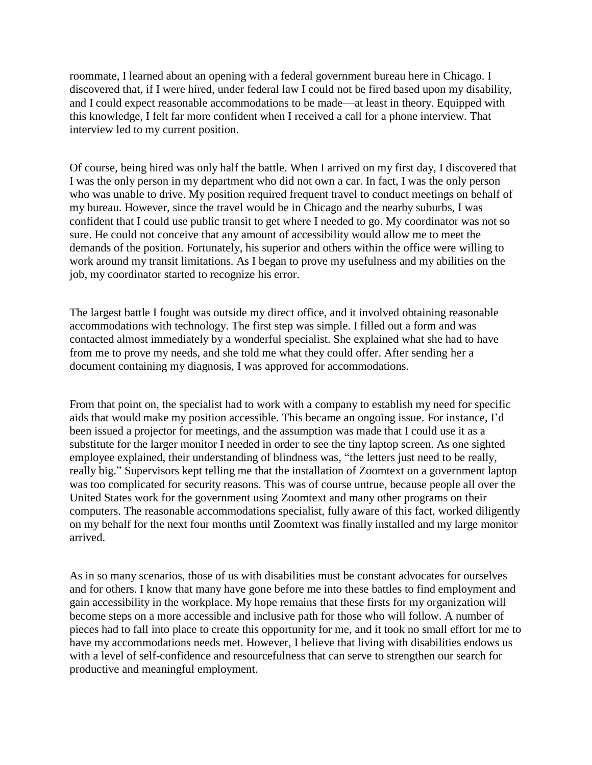roommate, I learned about an opening with a federal government bureau here in Chicago. I discovered that, if I were hired, under federal law I could not be fired based upon my disability, and I could expect reasonable accommodations to be made—at least in theory. Equipped with this knowledge, I felt far more confident when I received a call for a phone interview. That interview led to my current position.

Of course, being hired was only half the battle. When I arrived on my first day, I discovered that I was the only person in my department who did not own a car. In fact, I was the only person who was unable to drive. My position required frequent travel to conduct meetings on behalf of my bureau. However, since the travel would be in Chicago and the nearby suburbs, I was confident that I could use public transit to get where I needed to go. My coordinator was not so sure. He could not conceive that any amount of accessibility would allow me to meet the demands of the position. Fortunately, his superior and others within the office were willing to work around my transit limitations. As I began to prove my usefulness and my abilities on the job, my coordinator started to recognize his error.

The largest battle I fought was outside my direct office, and it involved obtaining reasonable accommodations with technology. The first step was simple. I filled out a form and was contacted almost immediately by a wonderful specialist. She explained what she had to have from me to prove my needs, and she told me what they could offer. After sending her a document containing my diagnosis, I was approved for accommodations.

From that point on, the specialist had to work with a company to establish my need for specific aids that would make my position accessible. This became an ongoing issue. For instance, I'd been issued a projector for meetings, and the assumption was made that I could use it as a substitute for the larger monitor I needed in order to see the tiny laptop screen. As one sighted employee explained, their understanding of blindness was, "the letters just need to be really, really big." Supervisors kept telling me that the installation of Zoomtext on a government laptop was too complicated for security reasons. This was of course untrue, because people all over the United States work for the government using Zoomtext and many other programs on their computers. The reasonable accommodations specialist, fully aware of this fact, worked diligently on my behalf for the next four months until Zoomtext was finally installed and my large monitor arrived.

As in so many scenarios, those of us with disabilities must be constant advocates for ourselves and for others. I know that many have gone before me into these battles to find employment and gain accessibility in the workplace. My hope remains that these firsts for my organization will become steps on a more accessible and inclusive path for those who will follow. A number of pieces had to fall into place to create this opportunity for me, and it took no small effort for me to have my accommodations needs met. However, I believe that living with disabilities endows us with a level of self-confidence and resourcefulness that can serve to strengthen our search for productive and meaningful employment.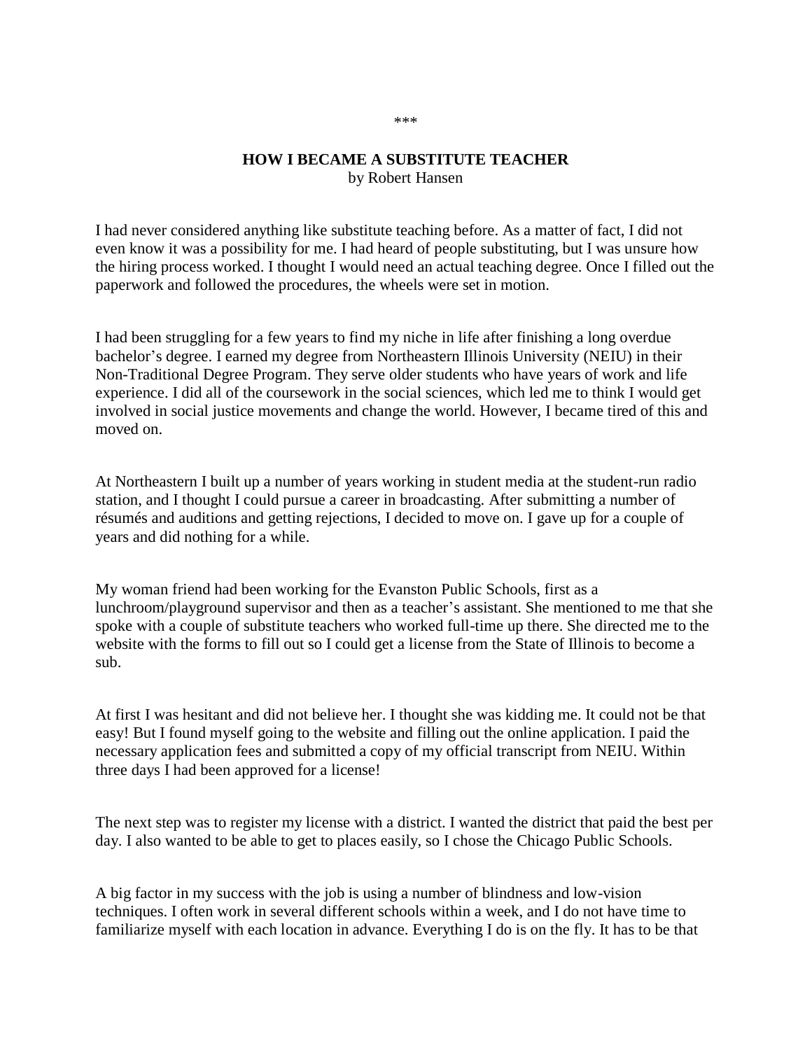\*\*\*

## HOW I BECAME A SUBSTITUTE TEACHER

by Robert Hansen

I had never considered anything like substitute teaching before. As a matter of fact, I did not even know it was a possibility for me. I had heard of people substituting, but I was unsure how the hiring process worked. I thought I would need an actual teaching degree. Once I filled out the paperwork and followed the procedures, the wheels were set in motion.

I had been struggling for a few years to find my niche in life after finishing a long overdue bachelor's degree. I earned my degree from Northeastern Illinois University (NEIU) in their Non-Traditional Degree Program. They serve older students who have years of work and life experience. I did all of the coursework in the social sciences, which led me to think I would get involved in social justice movements and change the world. However, I became tired of this and moved on.

At Northeastern I built up a number of years working in student media at the student-run radio station, and I thought I could pursue a career in broadcasting. After submitting a number of résumés and auditions and getting rejections, I decided to move on. I gave up for a couple of years and did nothing for a while.

My woman friend had been working for the Evanston Public Schools, first as a lunchroom/playground supervisor and then as a teacher's assistant. She mentioned to me that she spoke with a couple of substitute teachers who worked full-time up there. She directed me to the website with the forms to fill out so I could get a license from the State of Illinois to become a sub.

At first I was hesitant and did not believe her. I thought she was kidding me. It could not be that easy! But I found myself going to the website and filling out the online application. I paid the necessary application fees and submitted a copy of my official transcript from NEIU. Within three days I had been approved for a license!

The next step was to register my license with a district. I wanted the district that paid the best per day. I also wanted to be able to get to places easily, so I chose the Chicago Public Schools.

A big factor in my success with the job is using a number of blindness and low-vision techniques. I often work in several different schools within a week, and I do not have time to familiarize myself with each location in advance. Everything I do is on the fly. It has to be that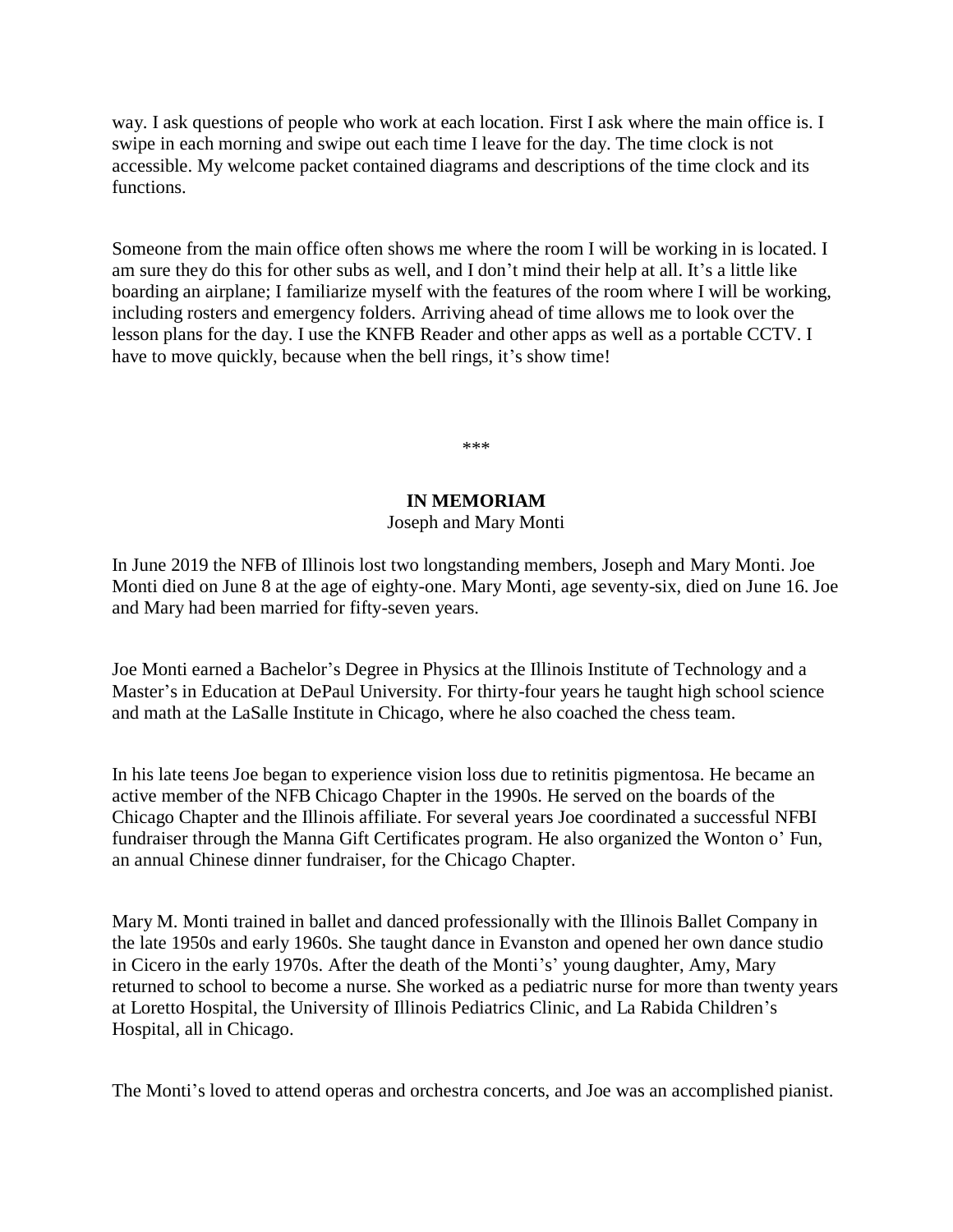way. I ask questions of people who work at each location. First I ask where the main office is. I swipe in each morning and swipe out each time I leave for the day. The time clock is not accessible. My welcome packet contained diagrams and descriptions of the time clock and its functions.

Someone from the main office often shows me where the room I will be working in is located. I am sure they do this for other subs as well, and I don't mind their help at all. It's a little like boarding an airplane; I familiarize myself with the features of the room where I will be working, including rosters and emergency folders. Arriving ahead of time allows me to look over the lesson plans for the day. I use the KNFB Reader and other apps as well as a portable CCTV. I have to move quickly, because when the bell rings, it's show time!

\*\*\*

## IN MEMORIAM

Joseph and Mary Monti

In June 2019 the NFB of Illinois lost two longstanding members, Joseph and Mary Monti. Joe Monti died on June 8 at the age of eighty-one. Mary Monti, age seventy-six, died on June 16. Joe and Mary had been married for fifty-seven years.

Joe Monti earned a Bachelor's Degree in Physics at the Illinois Institute of Technology and a Master's in Education at DePaul University. For thirty-four years he taught high school science and math at the LaSalle Institute in Chicago, where he also coached the chess team.

In his late teens Joe began to experience vision loss due to retinitis pigmentosa. He became an active member of the NFB Chicago Chapter in the 1990s. He served on the boards of the Chicago Chapter and the Illinois affiliate. For several years Joe coordinated a successful NFBI fundraiser through the Manna Gift Certificates program. He also organized the Wonton o' Fun, an annual Chinese dinner fundraiser, for the Chicago Chapter.

Mary M. Monti trained in ballet and danced professionally with the Illinois Ballet Company in the late 1950s and early 1960s. She taught dance in Evanston and opened her own dance studio in Cicero in the early 1970s. After the death of the Monti's' young daughter, Amy, Mary returned to school to become a nurse. She worked as a pediatric nurse for more than twenty years at Loretto Hospital, the University of Illinois Pediatrics Clinic, and La Rabida Children's Hospital, all in Chicago.

The Monti's loved to attend operas and orchestra concerts, and Joe was an accomplished pianist.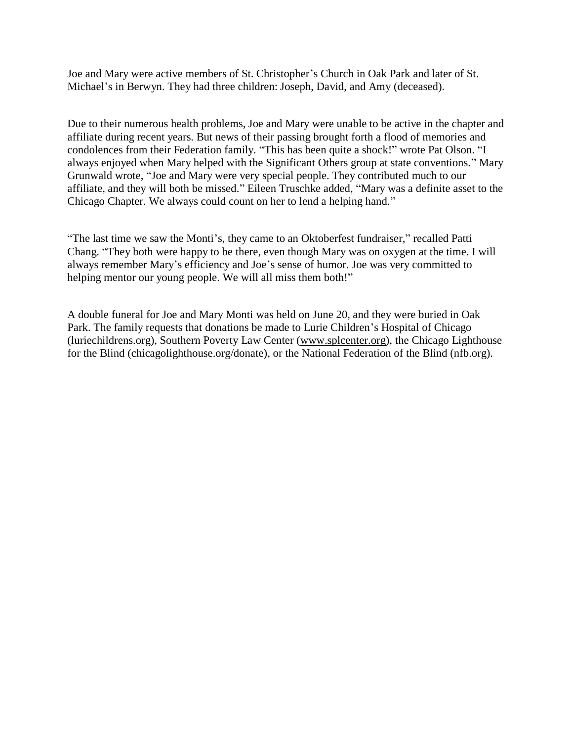Joe and Mary were active members of St. Christopher's Church in Oak Park and later of St. Michael's in Berwyn. They had three children: Joseph, David, and Amy (deceased).

Due to their numerous health problems, Joe and Mary were unable to be active in the chapter and affiliate during recent years. But news of their passing brought forth a flood of memories and condolences from their Federation family. "This has been quite a shock!" wrote Pat Olson. "I always enjoyed when Mary helped with the Significant Others group at state conventions." Mary Grunwald wrote, "Joe and Mary were very special people. They contributed much to our affiliate, and they will both be missed." Eileen Truschke added, "Mary was a definite asset to the Chicago Chapter. We always could count on her to lend a helping hand."

"The last time we saw the Monti's, they came to an Oktoberfest fundraiser," recalled Patti Chang. "They both were happy to be there, even though Mary was on oxygen at the time. I will always remember Mary's efficiency and Joe's sense of humor. Joe was very committed to helping mentor our young people. We will all miss them both!"

A double funeral for Joe and Mary Monti was held on June 20, and they were buried in Oak Park. The family requests that donations be made to Lurie Children's Hospital of Chicago (luriechildrens.org), Southern Poverty Law Center (www.splcenter.org), the Chicago Lighthouse for the Blind (chicagolighthouse.org/donate), or the National Federation of the Blind (nfb.org).